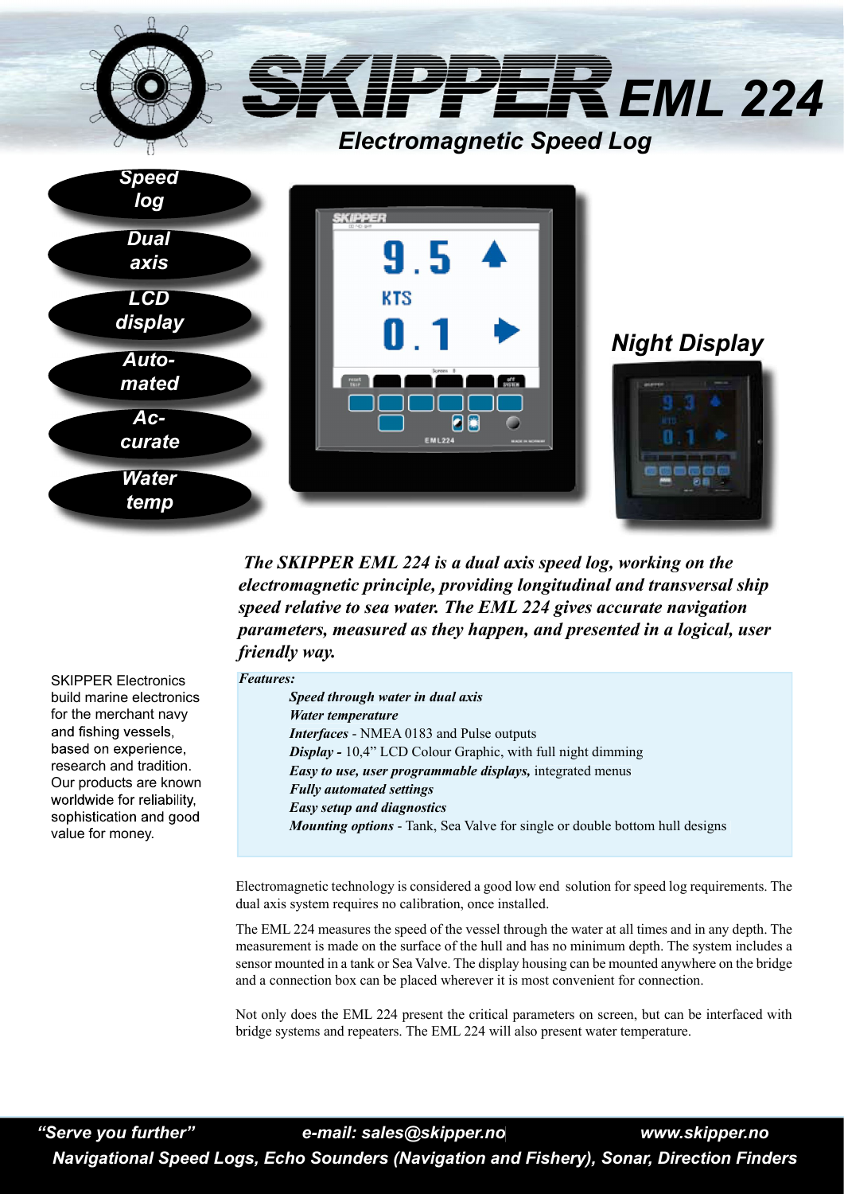# SKIPPER EML 224

## Electromagnetic Speed Log

- Speed log
- Dual axis
- LCD display
- Auto-mated
- Ac-curate
- Water temp

Night Display

***The SKIPPER EML 224 is a dual axis speed log, working on the electromagnetic principle, providing longitudinal and transversal ship speed relative to sea water. The EML 224 gives accurate navigation parameters, measured as they happen, and presented in a logical, user friendly way.***

SKIPPER Electronics build marine electronics for the merchant navy and fishing vessels, based on experience, research and tradition. Our products are known worldwide for reliability, sophistication and good value for money.

***Features:***

- ***Speed through water in dual axis***
- ***Water temperature***
- ***Interfaces*** - NMEA 0183 and Pulse outputs
- ***Display -*** 10,4" LCD Colour Graphic, with full night dimming
- ***Easy to use, user programmable displays,*** integrated menus
- ***Fully automated settings***
- ***Easy setup and diagnostics***
- ***Mounting options*** - Tank, Sea Valve for single or double bottom hull designs

Electromagnetic technology is considered a good low end solution for speed log requirements. The dual axis system requires no calibration, once installed.

The EML 224 measures the speed of the vessel through the water at all times and in any depth. The measurement is made on the surface of the hull and has no minimum depth. The system includes a sensor mounted in a tank or Sea Valve. The display housing can be mounted anywhere on the bridge and a connection box can be placed wherever it is most convenient for connection.

Not only does the EML 224 present the critical parameters on screen, but can be interfaced with bridge systems and repeaters. The EML 224 will also present water temperature.

*"Serve you further"* *e-mail: sales@skipper.no* *www.skipper.no*

*Navigational Speed Logs, Echo Sounders (Navigation and Fishery), Sonar, Direction Finders*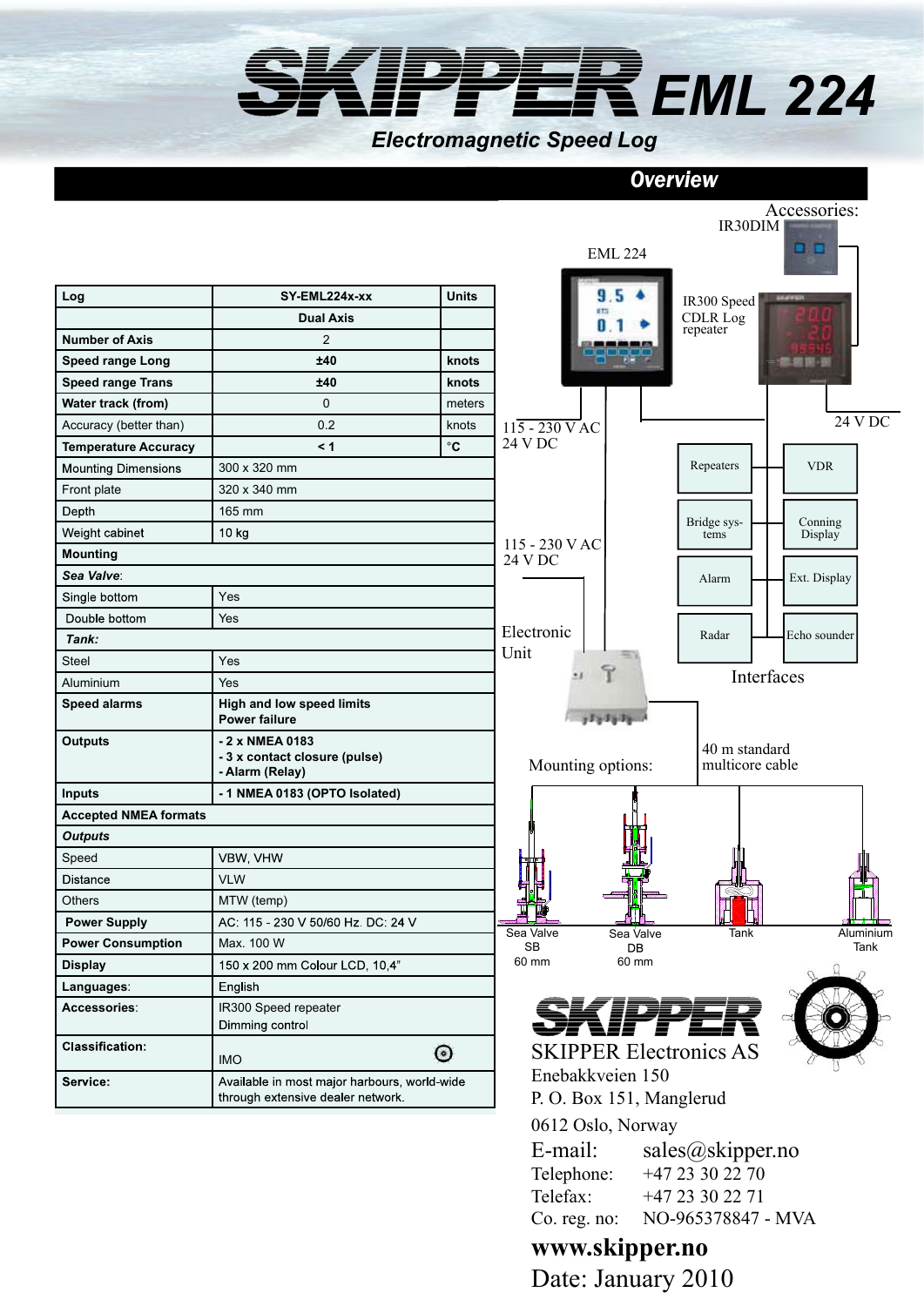# SKIPPER EML 224

## Electromagnetic Speed Log

## Overview

| Log | SY-EML224x-xx | Units |
|---|---|---|
| | **Dual Axis** | |
| **Number of Axis** | 2 | |
| **Speed range Long** | **±40** | **knots** |
| **Speed range Trans** | **±40** | **knots** |
| **Water track (from)** | 0 | meters |
| Accuracy (better than) | 0.2 | knots |
| **Temperature Accuracy** | **< 1** | **°C** |
| Mounting Dimensions | 300 x 320 mm | |
| Front plate | 320 x 340 mm | |
| Depth | 165 mm | |
| Weight cabinet | 10 kg | |
| **Mounting** | | |
| ***Sea Valve*:** | | |
| Single bottom | Yes | |
| Double bottom | Yes | |
| ***Tank:*** | | |
| Steel | Yes | |
| Aluminium | Yes | |
| **Speed alarms** | **High and low speed limits Power failure** | |
| **Outputs** | **- 2 x NMEA 0183 - 3 x contact closure (pulse) - Alarm (Relay)** | |
| **Inputs** | **- 1 NMEA 0183 (OPTO Isolated)** | |
| **Accepted NMEA formats** | | |
| ***Outputs*** | | |
| Speed | VBW, VHW | |
| Distance | VLW | |
| Others | MTW (temp) | |
| **Power Supply** | AC: 115 - 230 V 50/60 Hz. DC: 24 V | |
| **Power Consumption** | Max. 100 W | |
| **Display** | 150 x 200 mm Colour LCD, 10,4" | |
| **Languages:** | English | |
| **Accessories:** | IR300 Speed repeater Dimming control | |
| **Classification:** | IMO | |
| **Service:** | Available in most major harbours, world-wide through extensive dealer network. | |

Accessories:
IR30DIM
EML 224
IR300 Speed CDLR Log repeater
24 V DC
115 - 230 V AC
24 V DC
Repeaters
VDR
Bridge systems
Conning Display
115 - 230 V AC
24 V DC
Alarm
Ext. Display
Radar
Echo sounder
Electronic Unit
Interfaces
40 m standard multicore cable
Mounting options:
Sea Valve SB 60 mm
Sea Valve DB 60 mm
Tank
Aluminium Tank

SKIPPER Electronics AS
Enebakkveien 150
P. O. Box 151, Manglerud
0612 Oslo, Norway

E-mail: sales@skipper.no
Telephone: +47 23 30 22 70
Telefax: +47 23 30 22 71
Co. reg. no: NO-965378847 - MVA

**www.skipper.no**

Date: January 2010